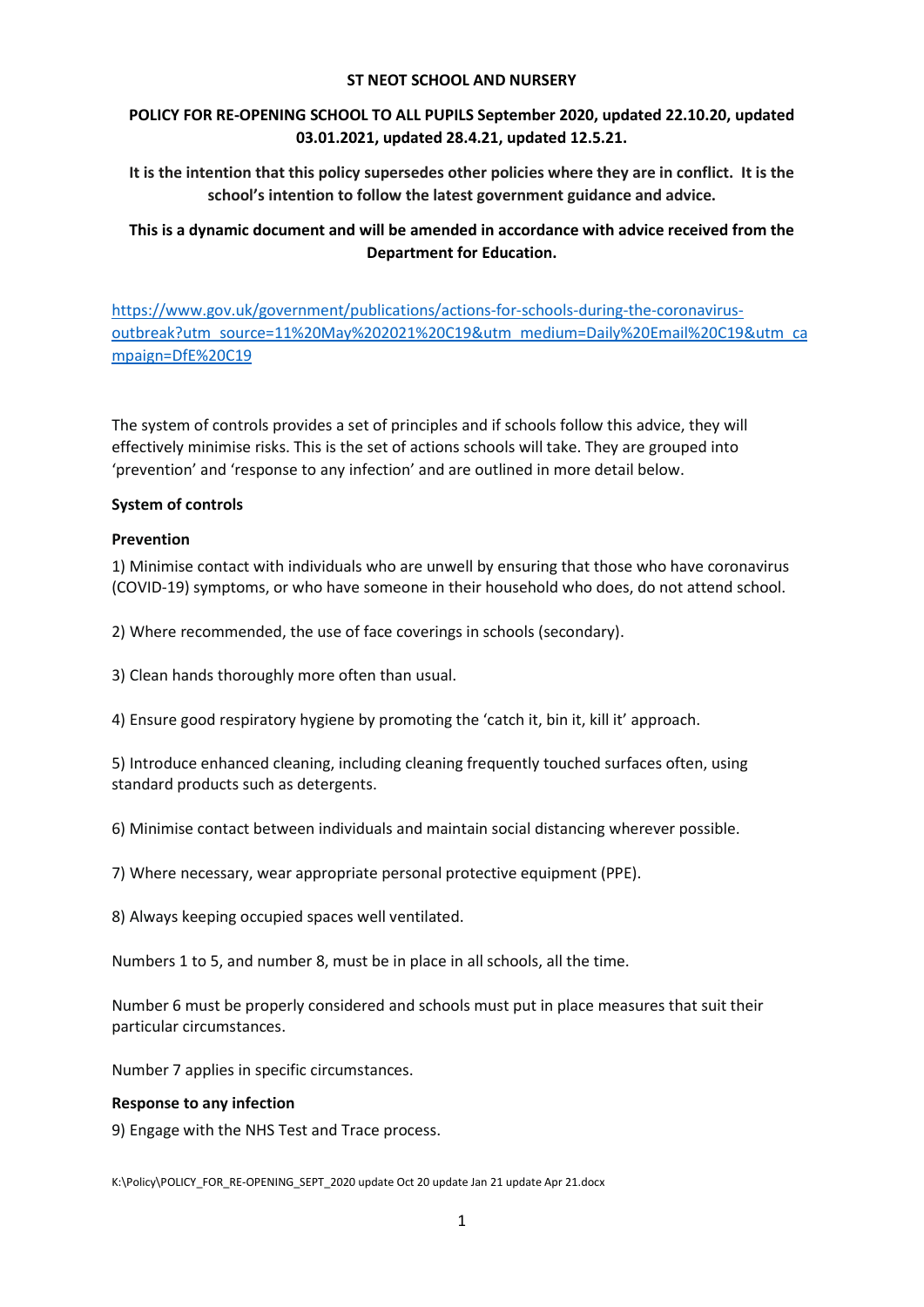**ST NEOT SCHOOL AND NURSERY**

**POLICY FOR RE-OPENING SCHOOL TO ALL PUPILS September 2020, updated 22.10.20, updated 03.01.2021, updated 28.4.21, updated 12.5.21.**

**It is the intention that this policy supersedes other policies where they are in conflict. It is the school's intention to follow the latest government guidance and advice.**

**This is a dynamic document and will be amended in accordance with advice received from the Department for Education.**

[https://www.gov.uk/government/publications/actions-for-schools-during-the-coronavirus-outbreak?utm_source=11%20May%202021%20C19&utm_medium=Daily%20Email%20C19&utm_campaign=DfE%20C19](https://www.gov.uk/government/publications/actions-for-schools-during-the-coronavirus-outbreak?utm_source=11%20May%202021%20C19&utm_medium=Daily%20Email%20C19&utm_campaign=DfE%20C19)

The system of controls provides a set of principles and if schools follow this advice, they will effectively minimise risks. This is the set of actions schools will take. They are grouped into 'prevention' and 'response to any infection' and are outlined in more detail below.

**System of controls**

**Prevention**

1) Minimise contact with individuals who are unwell by ensuring that those who have coronavirus (COVID-19) symptoms, or who have someone in their household who does, do not attend school.

2) Where recommended, the use of face coverings in schools (secondary).

3) Clean hands thoroughly more often than usual.

4) Ensure good respiratory hygiene by promoting the 'catch it, bin it, kill it' approach.

5) Introduce enhanced cleaning, including cleaning frequently touched surfaces often, using standard products such as detergents.

6) Minimise contact between individuals and maintain social distancing wherever possible.

7) Where necessary, wear appropriate personal protective equipment (PPE).

8) Always keeping occupied spaces well ventilated.

Numbers 1 to 5, and number 8, must be in place in all schools, all the time.

Number 6 must be properly considered and schools must put in place measures that suit their particular circumstances.

Number 7 applies in specific circumstances.

**Response to any infection**

9) Engage with the NHS Test and Trace process.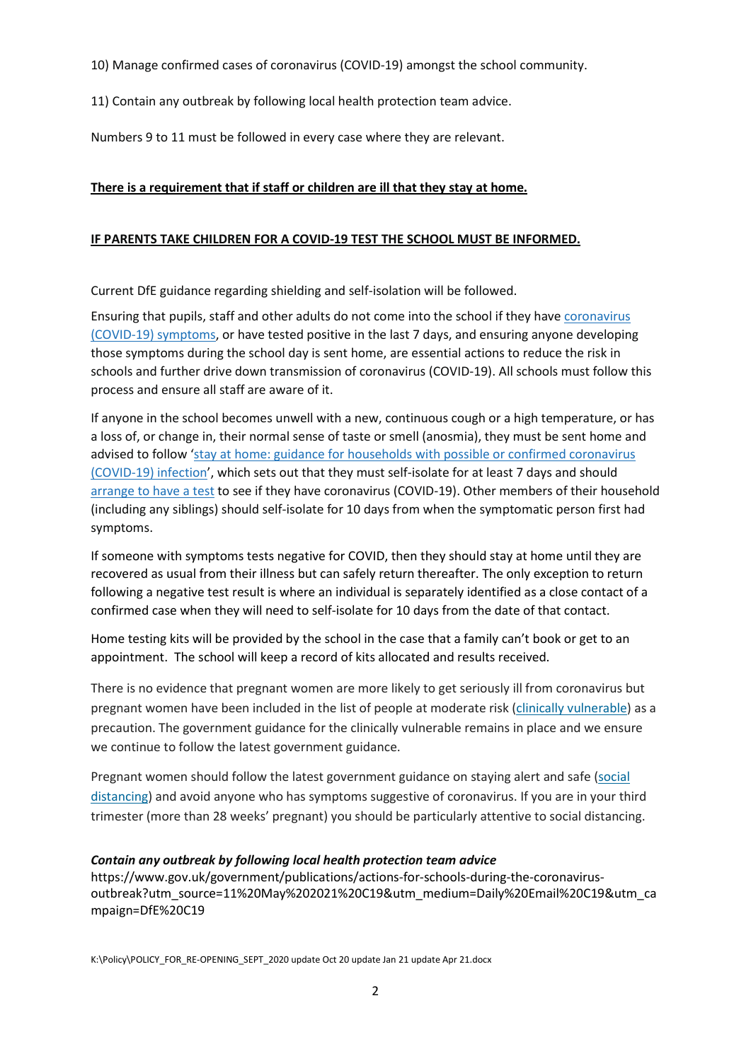10) Manage confirmed cases of coronavirus (COVID-19) amongst the school community.

11) Contain any outbreak by following local health protection team advice.

Numbers 9 to 11 must be followed in every case where they are relevant.

**There is a requirement that if staff or children are ill that they stay at home.**

**IF PARENTS TAKE CHILDREN FOR A COVID-19 TEST THE SCHOOL MUST BE INFORMED.**

Current DfE guidance regarding shielding and self-isolation will be followed.

Ensuring that pupils, staff and other adults do not come into the school if they have coronavirus (COVID-19) symptoms, or have tested positive in the last 7 days, and ensuring anyone developing those symptoms during the school day is sent home, are essential actions to reduce the risk in schools and further drive down transmission of coronavirus (COVID-19). All schools must follow this process and ensure all staff are aware of it.

If anyone in the school becomes unwell with a new, continuous cough or a high temperature, or has a loss of, or change in, their normal sense of taste or smell (anosmia), they must be sent home and advised to follow 'stay at home: guidance for households with possible or confirmed coronavirus (COVID-19) infection', which sets out that they must self-isolate for at least 7 days and should arrange to have a test to see if they have coronavirus (COVID-19). Other members of their household (including any siblings) should self-isolate for 10 days from when the symptomatic person first had symptoms.

If someone with symptoms tests negative for COVID, then they should stay at home until they are recovered as usual from their illness but can safely return thereafter. The only exception to return following a negative test result is where an individual is separately identified as a close contact of a confirmed case when they will need to self-isolate for 10 days from the date of that contact.

Home testing kits will be provided by the school in the case that a family can't book or get to an appointment. The school will keep a record of kits allocated and results received.

There is no evidence that pregnant women are more likely to get seriously ill from coronavirus but pregnant women have been included in the list of people at moderate risk (clinically vulnerable) as a precaution. The government guidance for the clinically vulnerable remains in place and we ensure we continue to follow the latest government guidance.

Pregnant women should follow the latest government guidance on staying alert and safe (social distancing) and avoid anyone who has symptoms suggestive of coronavirus. If you are in your third trimester (more than 28 weeks' pregnant) you should be particularly attentive to social distancing.

***Contain any outbreak by following local health protection team advice***

https://www.gov.uk/government/publications/actions-for-schools-during-the-coronavirus-outbreak?utm_source=11%20May%202021%20C19&utm_medium=Daily%20Email%20C19&utm_campaign=DfE%20C19

K:\Policy\POLICY_FOR_RE-OPENING_SEPT_2020 update Oct 20 update Jan 21 update Apr 21.docx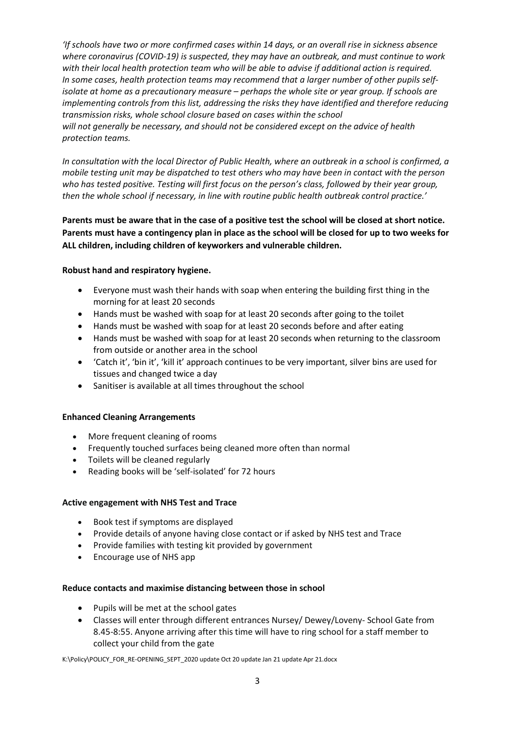*'If schools have two or more confirmed cases within 14 days, or an overall rise in sickness absence where coronavirus (COVID-19) is suspected, they may have an outbreak, and must continue to work with their local health protection team who will be able to advise if additional action is required. In some cases, health protection teams may recommend that a larger number of other pupils self-isolate at home as a precautionary measure – perhaps the whole site or year group. If schools are implementing controls from this list, addressing the risks they have identified and therefore reducing transmission risks, whole school closure based on cases within the school will not generally be necessary, and should not be considered except on the advice of health protection teams.*

*In consultation with the local Director of Public Health, where an outbreak in a school is confirmed, a mobile testing unit may be dispatched to test others who may have been in contact with the person who has tested positive. Testing will first focus on the person's class, followed by their year group, then the whole school if necessary, in line with routine public health outbreak control practice.'*

**Parents must be aware that in the case of a positive test the school will be closed at short notice. Parents must have a contingency plan in place as the school will be closed for up to two weeks for ALL children, including children of keyworkers and vulnerable children.**

**Robust hand and respiratory hygiene.**

- Everyone must wash their hands with soap when entering the building first thing in the morning for at least 20 seconds
- Hands must be washed with soap for at least 20 seconds after going to the toilet
- Hands must be washed with soap for at least 20 seconds before and after eating
- Hands must be washed with soap for at least 20 seconds when returning to the classroom from outside or another area in the school
- 'Catch it', 'bin it', 'kill it' approach continues to be very important, silver bins are used for tissues and changed twice a day
- Sanitiser is available at all times throughout the school

**Enhanced Cleaning Arrangements**

- More frequent cleaning of rooms
- Frequently touched surfaces being cleaned more often than normal
- Toilets will be cleaned regularly
- Reading books will be 'self-isolated' for 72 hours

**Active engagement with NHS Test and Trace**

- Book test if symptoms are displayed
- Provide details of anyone having close contact or if asked by NHS test and Trace
- Provide families with testing kit provided by government
- Encourage use of NHS app

**Reduce contacts and maximise distancing between those in school**

- Pupils will be met at the school gates
- Classes will enter through different entrances Nursey/ Dewey/Loveny- School Gate from 8.45-8:55. Anyone arriving after this time will have to ring school for a staff member to collect your child from the gate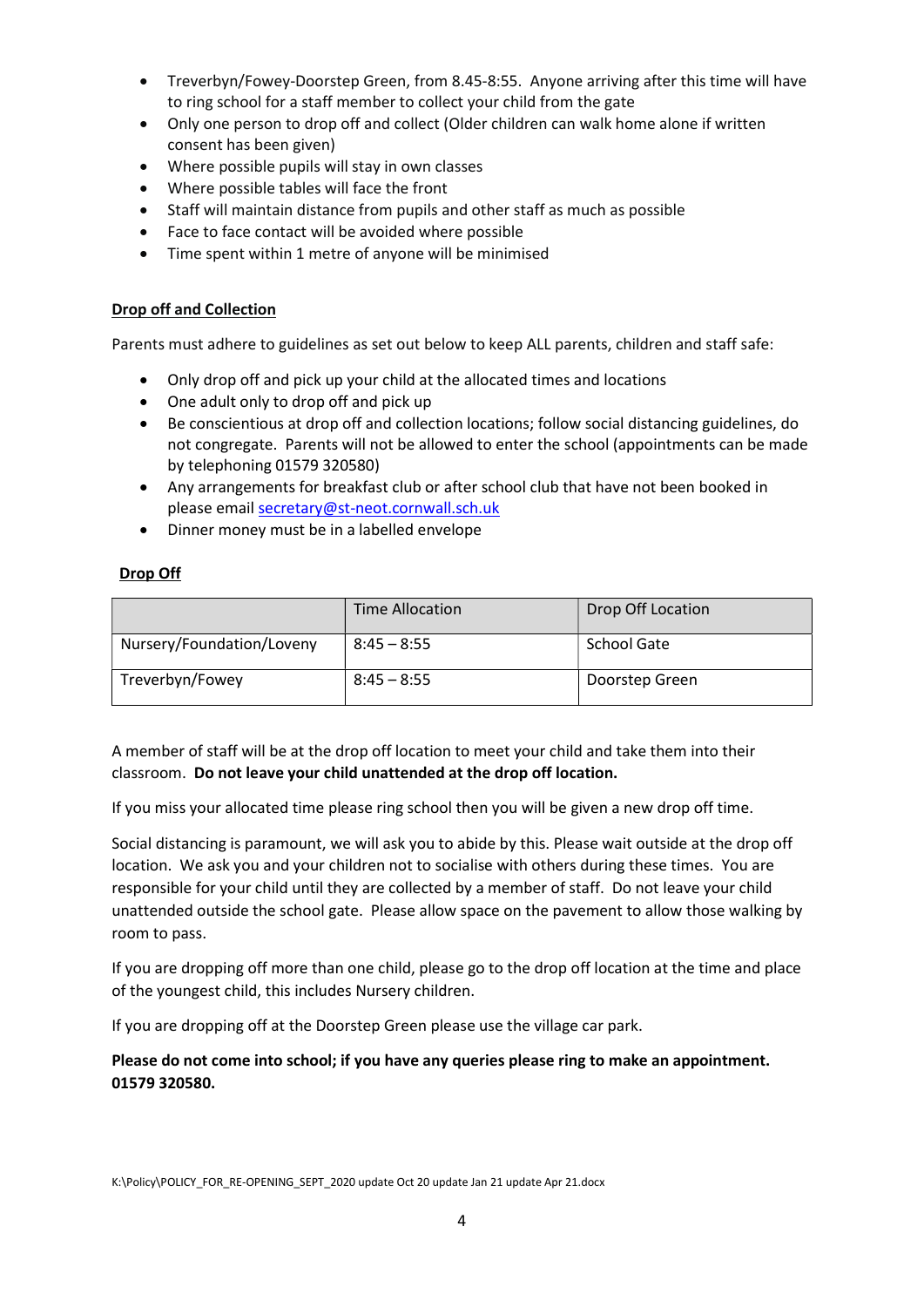- Treverbyn/Fowey-Doorstep Green, from 8.45-8:55. Anyone arriving after this time will have to ring school for a staff member to collect your child from the gate
- Only one person to drop off and collect (Older children can walk home alone if written consent has been given)
- Where possible pupils will stay in own classes
- Where possible tables will face the front
- Staff will maintain distance from pupils and other staff as much as possible
- Face to face contact will be avoided where possible
- Time spent within 1 metre of anyone will be minimised

**Drop off and Collection**

Parents must adhere to guidelines as set out below to keep ALL parents, children and staff safe:

- Only drop off and pick up your child at the allocated times and locations
- One adult only to drop off and pick up
- Be conscientious at drop off and collection locations; follow social distancing guidelines, do not congregate. Parents will not be allowed to enter the school (appointments can be made by telephoning 01579 320580)
- Any arrangements for breakfast club or after school club that have not been booked in please email secretary@st-neot.cornwall.sch.uk
- Dinner money must be in a labelled envelope

**Drop Off**

| | Time Allocation | Drop Off Location |
|---|---|---|
| Nursery/Foundation/Loveny | 8:45 – 8:55 | School Gate |
| Treverbyn/Fowey | 8:45 – 8:55 | Doorstep Green |

A member of staff will be at the drop off location to meet your child and take them into their classroom. **Do not leave your child unattended at the drop off location.**

If you miss your allocated time please ring school then you will be given a new drop off time.

Social distancing is paramount, we will ask you to abide by this. Please wait outside at the drop off location. We ask you and your children not to socialise with others during these times. You are responsible for your child until they are collected by a member of staff. Do not leave your child unattended outside the school gate. Please allow space on the pavement to allow those walking by room to pass.

If you are dropping off more than one child, please go to the drop off location at the time and place of the youngest child, this includes Nursery children.

If you are dropping off at the Doorstep Green please use the village car park.

**Please do not come into school; if you have any queries please ring to make an appointment. 01579 320580.**

K:\Policy\POLICY_FOR_RE-OPENING_SEPT_2020 update Oct 20 update Jan 21 update Apr 21.docx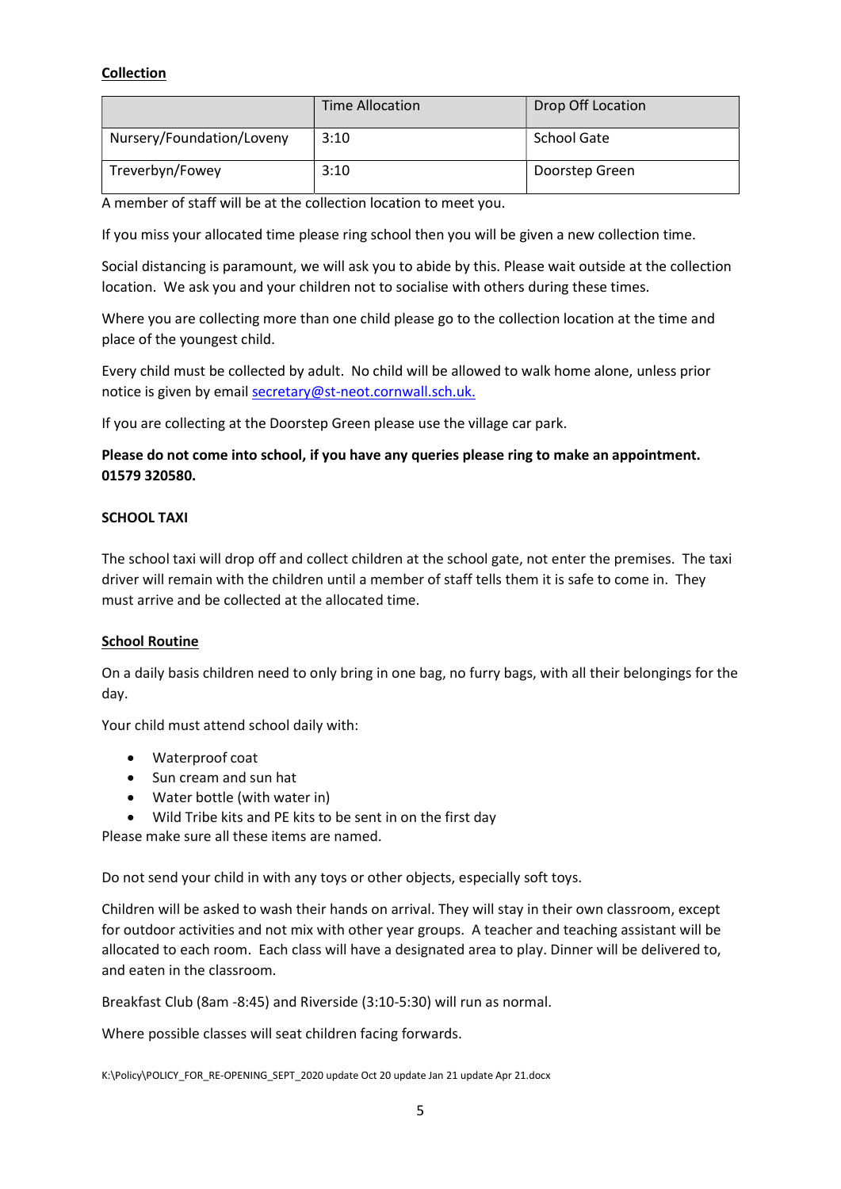**Collection**

| | Time Allocation | Drop Off Location |
|---|---|---|
| Nursery/Foundation/Loveny | 3:10 | School Gate |
| Treverbyn/Fowey | 3:10 | Doorstep Green |

A member of staff will be at the collection location to meet you.

If you miss your allocated time please ring school then you will be given a new collection time.

Social distancing is paramount, we will ask you to abide by this. Please wait outside at the collection location. We ask you and your children not to socialise with others during these times.

Where you are collecting more than one child please go to the collection location at the time and place of the youngest child.

Every child must be collected by adult. No child will be allowed to walk home alone, unless prior notice is given by email secretary@st-neot.cornwall.sch.uk.

If you are collecting at the Doorstep Green please use the village car park.

**Please do not come into school, if you have any queries please ring to make an appointment. 01579 320580.**

**SCHOOL TAXI**

The school taxi will drop off and collect children at the school gate, not enter the premises. The taxi driver will remain with the children until a member of staff tells them it is safe to come in. They must arrive and be collected at the allocated time.

**School Routine**

On a daily basis children need to only bring in one bag, no furry bags, with all their belongings for the day.

Your child must attend school daily with:

- Waterproof coat
- Sun cream and sun hat
- Water bottle (with water in)
- Wild Tribe kits and PE kits to be sent in on the first day

Please make sure all these items are named.

Do not send your child in with any toys or other objects, especially soft toys.

Children will be asked to wash their hands on arrival. They will stay in their own classroom, except for outdoor activities and not mix with other year groups. A teacher and teaching assistant will be allocated to each room. Each class will have a designated area to play. Dinner will be delivered to, and eaten in the classroom.

Breakfast Club (8am -8:45) and Riverside (3:10-5:30) will run as normal.

Where possible classes will seat children facing forwards.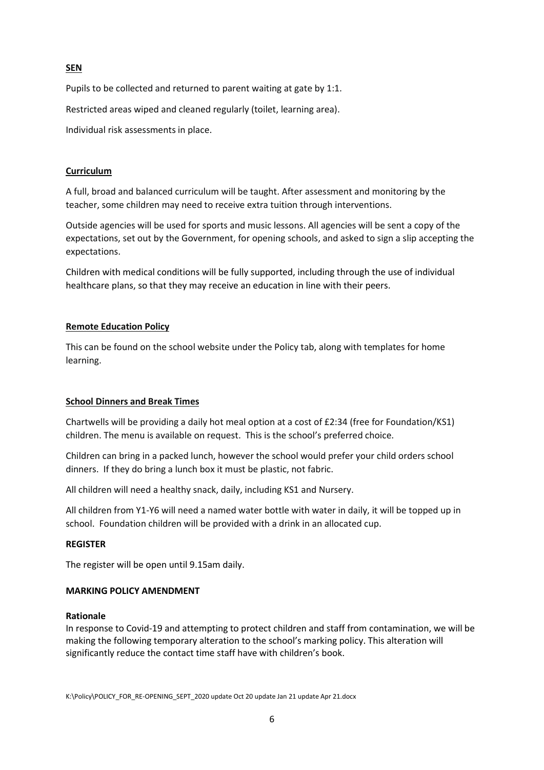## SEN

Pupils to be collected and returned to parent waiting at gate by 1:1.

Restricted areas wiped and cleaned regularly (toilet, learning area).

Individual risk assessments in place.

## Curriculum

A full, broad and balanced curriculum will be taught. After assessment and monitoring by the teacher, some children may need to receive extra tuition through interventions.

Outside agencies will be used for sports and music lessons. All agencies will be sent a copy of the expectations, set out by the Government, for opening schools, and asked to sign a slip accepting the expectations.

Children with medical conditions will be fully supported, including through the use of individual healthcare plans, so that they may receive an education in line with their peers.

## Remote Education Policy

This can be found on the school website under the Policy tab, along with templates for home learning.

## School Dinners and Break Times

Chartwells will be providing a daily hot meal option at a cost of £2:34 (free for Foundation/KS1) children. The menu is available on request. This is the school's preferred choice.

Children can bring in a packed lunch, however the school would prefer your child orders school dinners. If they do bring a lunch box it must be plastic, not fabric.

All children will need a healthy snack, daily, including KS1 and Nursery.

All children from Y1-Y6 will need a named water bottle with water in daily, it will be topped up in school. Foundation children will be provided with a drink in an allocated cup.

## REGISTER

The register will be open until 9.15am daily.

## MARKING POLICY AMENDMENT

### Rationale

In response to Covid-19 and attempting to protect children and staff from contamination, we will be making the following temporary alteration to the school's marking policy. This alteration will significantly reduce the contact time staff have with children's book.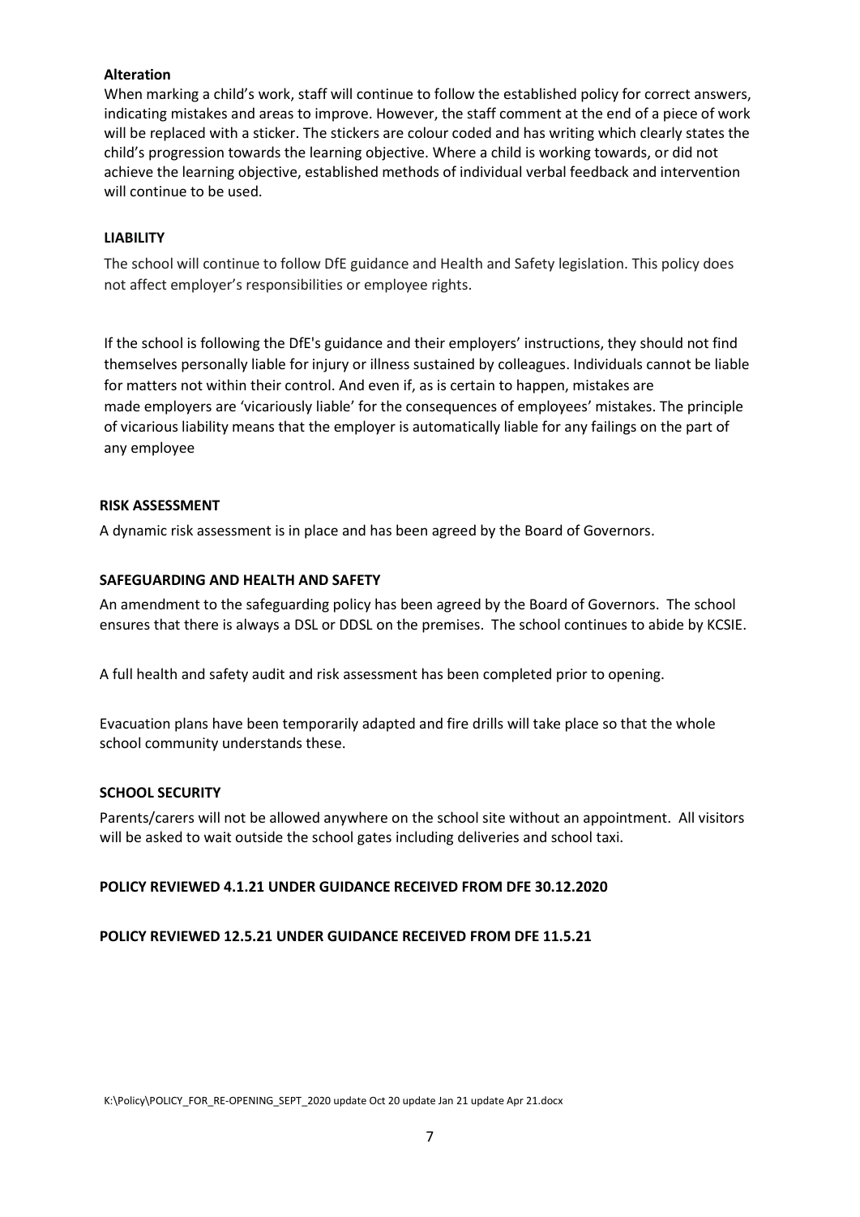**Alteration**

When marking a child's work, staff will continue to follow the established policy for correct answers, indicating mistakes and areas to improve. However, the staff comment at the end of a piece of work will be replaced with a sticker. The stickers are colour coded and has writing which clearly states the child's progression towards the learning objective. Where a child is working towards, or did not achieve the learning objective, established methods of individual verbal feedback and intervention will continue to be used.

**LIABILITY**

The school will continue to follow DfE guidance and Health and Safety legislation. This policy does not affect employer's responsibilities or employee rights.

If the school is following the DfE's guidance and their employers' instructions, they should not find themselves personally liable for injury or illness sustained by colleagues. Individuals cannot be liable for matters not within their control. And even if, as is certain to happen, mistakes are made employers are 'vicariously liable' for the consequences of employees' mistakes. The principle of vicarious liability means that the employer is automatically liable for any failings on the part of any employee

**RISK ASSESSMENT**

A dynamic risk assessment is in place and has been agreed by the Board of Governors.

**SAFEGUARDING AND HEALTH AND SAFETY**

An amendment to the safeguarding policy has been agreed by the Board of Governors. The school ensures that there is always a DSL or DDSL on the premises. The school continues to abide by KCSIE.

A full health and safety audit and risk assessment has been completed prior to opening.

Evacuation plans have been temporarily adapted and fire drills will take place so that the whole school community understands these.

**SCHOOL SECURITY**

Parents/carers will not be allowed anywhere on the school site without an appointment. All visitors will be asked to wait outside the school gates including deliveries and school taxi.

**POLICY REVIEWED 4.1.21 UNDER GUIDANCE RECEIVED FROM DFE 30.12.2020**

**POLICY REVIEWED 12.5.21 UNDER GUIDANCE RECEIVED FROM DFE 11.5.21**

K:\Policy\POLICY_FOR_RE-OPENING_SEPT_2020 update Oct 20 update Jan 21 update Apr 21.docx